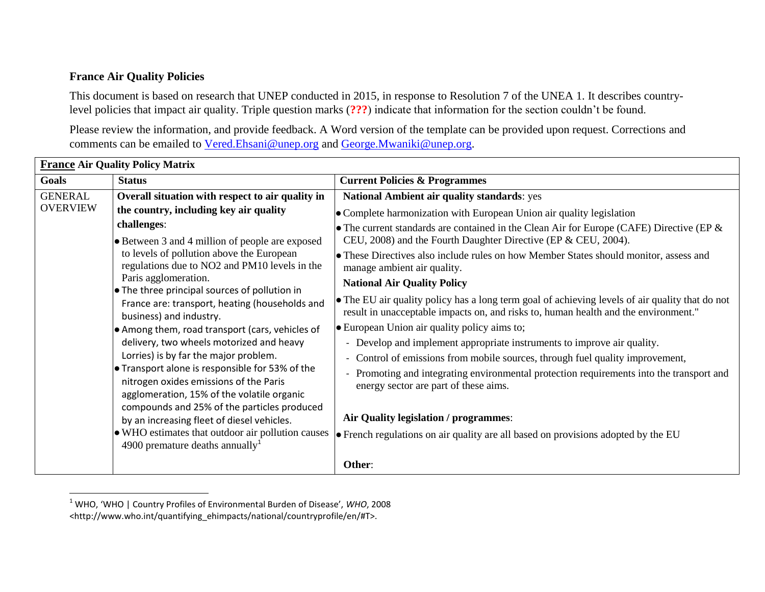**France Air Quality Policies**

This document is based on research that UNEP conducted in 2015, in response to Resolution 7 of the UNEA 1. It describes country-level policies that impact air quality. Triple question marks (**???**) indicate that information for the section couldn't be found.

Please review the information, and provide feedback. A Word version of the template can be provided upon request. Corrections and comments can be emailed to Vered.Ehsani@unep.org and George.Mwaniki@unep.org.

| **France Air Quality Policy Matrix** | | |
|---|---|---|
| **Goals** | **Status** | **Current Policies & Programmes** |
| GENERAL OVERVIEW | **Overall situation with respect to air quality in the country, including key air quality challenges**:<br>• Between 3 and 4 million of people are exposed to levels of pollution above the European regulations due to $NO_2$ and $PM_{10}$ levels in the Paris agglomeration.<br>• The three principal sources of pollution in France are: transport, heating (households and business) and industry.<br>• Among them, road transport (cars, vehicles of delivery, two wheels motorized and heavy Lorries) is by far the major problem.<br>• Transport alone is responsible for 53% of the nitrogen oxides emissions of the Paris agglomeration, 15% of the volatile organic compounds and 25% of the particles produced by an increasing fleet of diesel vehicles.<br>• WHO estimates that outdoor air pollution causes 4900 premature deaths annually[1] | **National Ambient air quality standards**: yes<br>• Complete harmonization with European Union air quality legislation<br>• The current standards are contained in the Clean Air for Europe (CAFE) Directive (EP & CEU, 2008) and the Fourth Daughter Directive (EP & CEU, 2004).<br>• These Directives also include rules on how Member States should monitor, assess and manage ambient air quality.<br>**National Air Quality Policy**<br>• The EU air quality policy has a long term goal of achieving levels of air quality that do not result in unacceptable impacts on, and risks to, human health and the environment."<br>• European Union air quality policy aims to;<br>- Develop and implement appropriate instruments to improve air quality.<br>- Control of emissions from mobile sources, through fuel quality improvement,<br>- Promoting and integrating environmental protection requirements into the transport and energy sector are part of these aims.<br><br>**Air Quality legislation / programmes**:<br>• French regulations on air quality are all based on provisions adopted by the EU<br><br>**Other**: |

[1] WHO, 'WHO | Country Profiles of Environmental Burden of Disease', *WHO*, 2008 <http://www.who.int/quantifying_ehimpacts/national/countryprofile/en/#T>.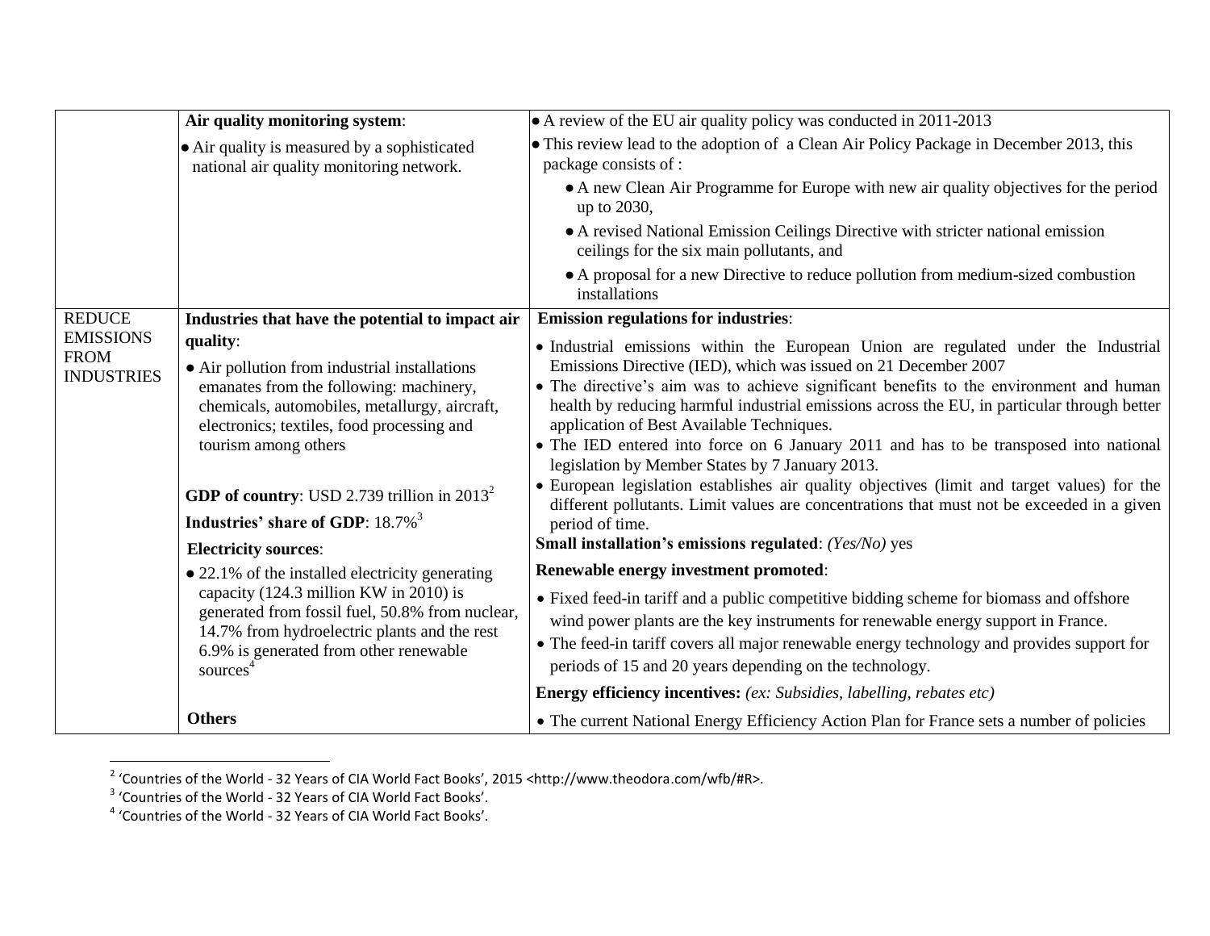| | | |
|---|---|---|
| | **Air quality monitoring system**:<br>• Air quality is measured by a sophisticated national air quality monitoring network. | • A review of the EU air quality policy was conducted in 2011-2013<br>• This review lead to the adoption of a Clean Air Policy Package in December 2013, this package consists of :<br>• A new Clean Air Programme for Europe with new air quality objectives for the period up to 2030,<br>• A revised National Emission Ceilings Directive with stricter national emission ceilings for the six main pollutants, and<br>• A proposal for a new Directive to reduce pollution from medium-sized combustion installations |
| REDUCE EMISSIONS FROM INDUSTRIES | **Industries that have the potential to impact air quality**:<br>• Air pollution from industrial installations emanates from the following: machinery, chemicals, automobiles, metallurgy, aircraft, electronics; textiles, food processing and tourism among others<br><br>**GDP of country**: USD 2.739 trillion in 2013[2]<br>**Industries' share of GDP**: 18.7%[3]<br>**Electricity sources**:<br>• 22.1% of the installed electricity generating capacity (124.3 million KW in 2010) is generated from fossil fuel, 50.8% from nuclear, 14.7% from hydroelectric plants and the rest 6.9% is generated from other renewable sources[4]<br><br>**Others** | **Emission regulations for industries**:<br>• Industrial emissions within the European Union are regulated under the Industrial Emissions Directive (IED), which was issued on 21 December 2007<br>• The directive's aim was to achieve significant benefits to the environment and human health by reducing harmful industrial emissions across the EU, in particular through better application of Best Available Techniques.<br>• The IED entered into force on 6 January 2011 and has to be transposed into national legislation by Member States by 7 January 2013.<br>• European legislation establishes air quality objectives (limit and target values) for the different pollutants. Limit values are concentrations that must not be exceeded in a given period of time.<br>**Small installation's emissions regulated**: *(Yes/No)* yes<br>**Renewable energy investment promoted**:<br>• Fixed feed-in tariff and a public competitive bidding scheme for biomass and offshore wind power plants are the key instruments for renewable energy support in France.<br>• The feed-in tariff covers all major renewable energy technology and provides support for periods of 15 and 20 years depending on the technology.<br>**Energy efficiency incentives:** *(ex: Subsidies, labelling, rebates etc)*<br>• The current National Energy Efficiency Action Plan for France sets a number of policies |

[2] 'Countries of the World - 32 Years of CIA World Fact Books', 2015 <http://www.theodora.com/wfb/#R>.
[3] 'Countries of the World - 32 Years of CIA World Fact Books'.
[4] 'Countries of the World - 32 Years of CIA World Fact Books'.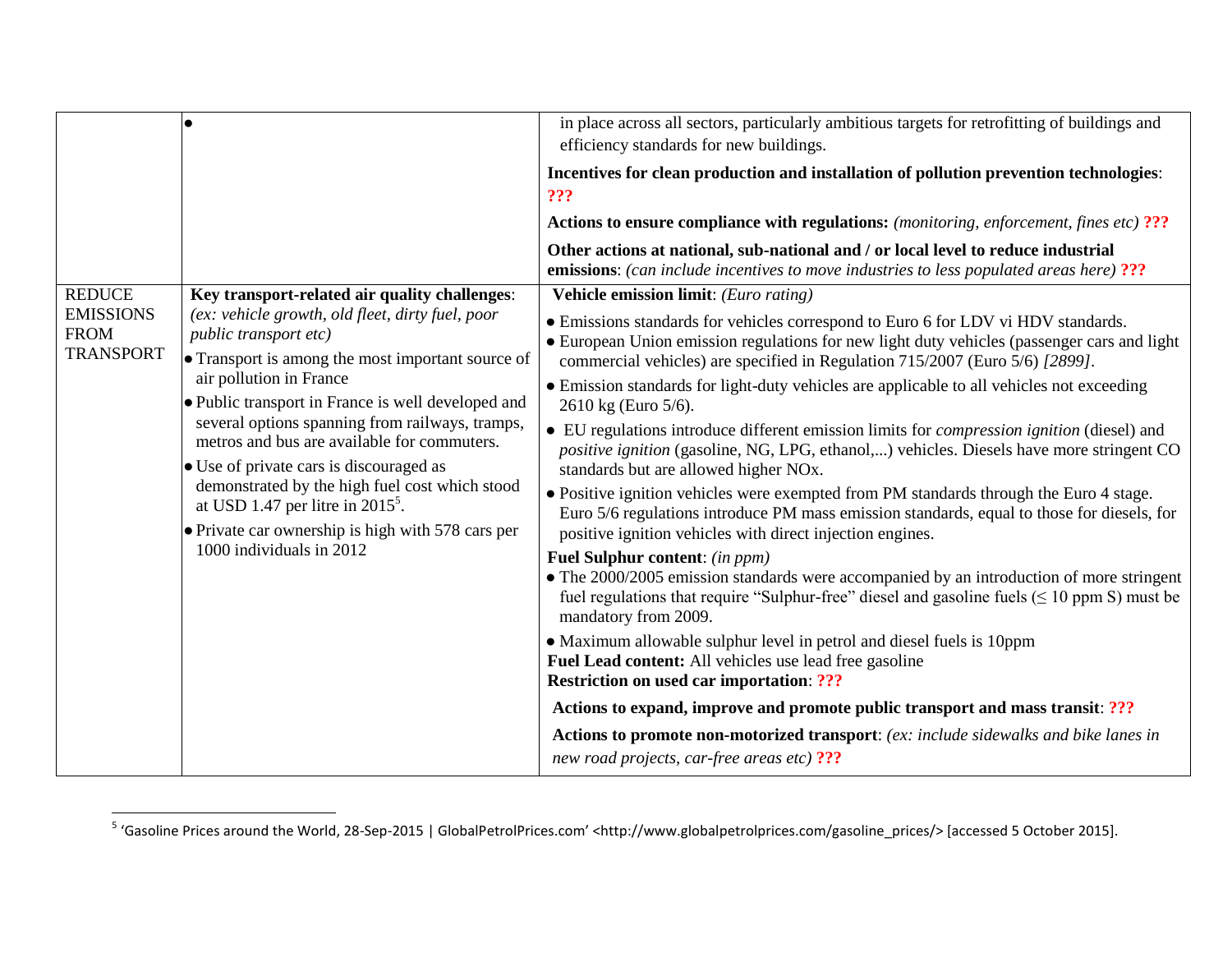| | | |
|---|---|---|
| | • | in place across all sectors, particularly ambitious targets for retrofitting of buildings and efficiency standards for new buildings.<br><br>**Incentives for clean production and installation of pollution prevention technologies**: **???**<br><br>**Actions to ensure compliance with regulations:** *(monitoring, enforcement, fines etc)* **???**<br><br>**Other actions at national, sub-national and / or local level to reduce industrial emissions**: *(can include incentives to move industries to less populated areas here)* **???** |
| REDUCE EMISSIONS FROM TRANSPORT | **Key transport-related air quality challenges**: *(ex: vehicle growth, old fleet, dirty fuel, poor public transport etc)*<br>• Transport is among the most important source of air pollution in France<br>• Public transport in France is well developed and several options spanning from railways, tramps, metros and bus are available for commuters.<br>• Use of private cars is discouraged as demonstrated by the high fuel cost which stood at USD 1.47 per litre in 2015[5].<br>• Private car ownership is high with 578 cars per 1000 individuals in 2012 | **Vehicle emission limit**: *(Euro rating)*<br>• Emissions standards for vehicles correspond to Euro 6 for LDV vi HDV standards.<br>• European Union emission regulations for new light duty vehicles (passenger cars and light commercial vehicles) are specified in Regulation 715/2007 (Euro 5/6) *[2899]*.<br>• Emission standards for light-duty vehicles are applicable to all vehicles not exceeding 2610 kg (Euro 5/6).<br>• EU regulations introduce different emission limits for *compression ignition* (diesel) and *positive ignition* (gasoline, NG, LPG, ethanol,...) vehicles. Diesels have more stringent CO standards but are allowed higher NOx.<br>• Positive ignition vehicles were exempted from PM standards through the Euro 4 stage. Euro 5/6 regulations introduce PM mass emission standards, equal to those for diesels, for positive ignition vehicles with direct injection engines.<br>**Fuel Sulphur content**: *(in ppm)*<br>• The 2000/2005 emission standards were accompanied by an introduction of more stringent fuel regulations that require "Sulphur-free" diesel and gasoline fuels (≤ 10 ppm S) must be mandatory from 2009.<br>• Maximum allowable sulphur level in petrol and diesel fuels is 10ppm<br>**Fuel Lead content:** All vehicles use lead free gasoline<br>**Restriction on used car importation**: **???**<br><br>**Actions to expand, improve and promote public transport and mass transit**: **???**<br><br>**Actions to promote non-motorized transport**: *(ex: include sidewalks and bike lanes in new road projects, car-free areas etc)* **???** |

[5] 'Gasoline Prices around the World, 28-Sep-2015 | GlobalPetrolPrices.com' <http://www.globalpetrolprices.com/gasoline_prices/> [accessed 5 October 2015].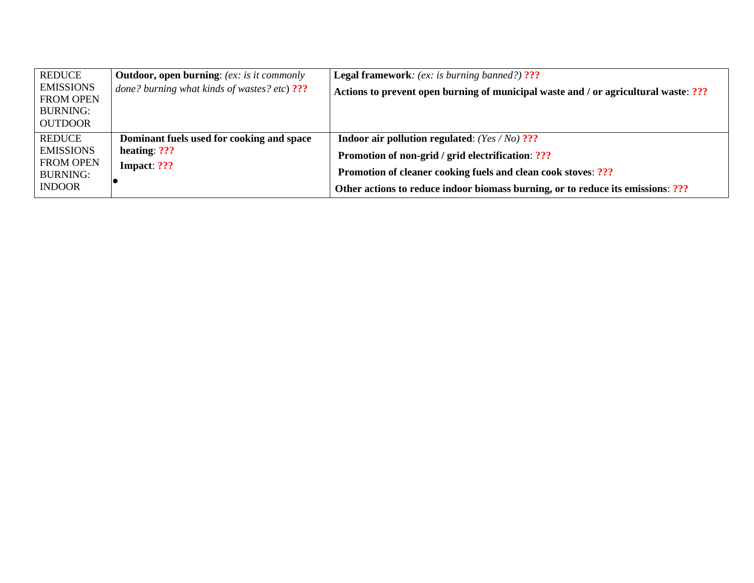| | | |
|---|---|---|
| REDUCE EMISSIONS FROM OPEN BURNING: OUTDOOR | **Outdoor, open burning**: *(ex: is it commonly done? burning what kinds of wastes? etc)* **???** | **Legal framework**: *(ex: is burning banned?)* **???**<br><br>**Actions to prevent open burning of municipal waste and / or agricultural waste**: **???** |
| REDUCE EMISSIONS FROM OPEN BURNING: INDOOR | **Dominant fuels used for cooking and space heating**: **???**<br><br>**Impact**: **???**<br><br>• | **Indoor air pollution regulated**: *(Yes / No)* **???**<br><br>**Promotion of non-grid / grid electrification**: **???**<br><br>**Promotion of cleaner cooking fuels and clean cook stoves**: **???**<br><br>**Other actions to reduce indoor biomass burning, or to reduce its emissions**: **???** |